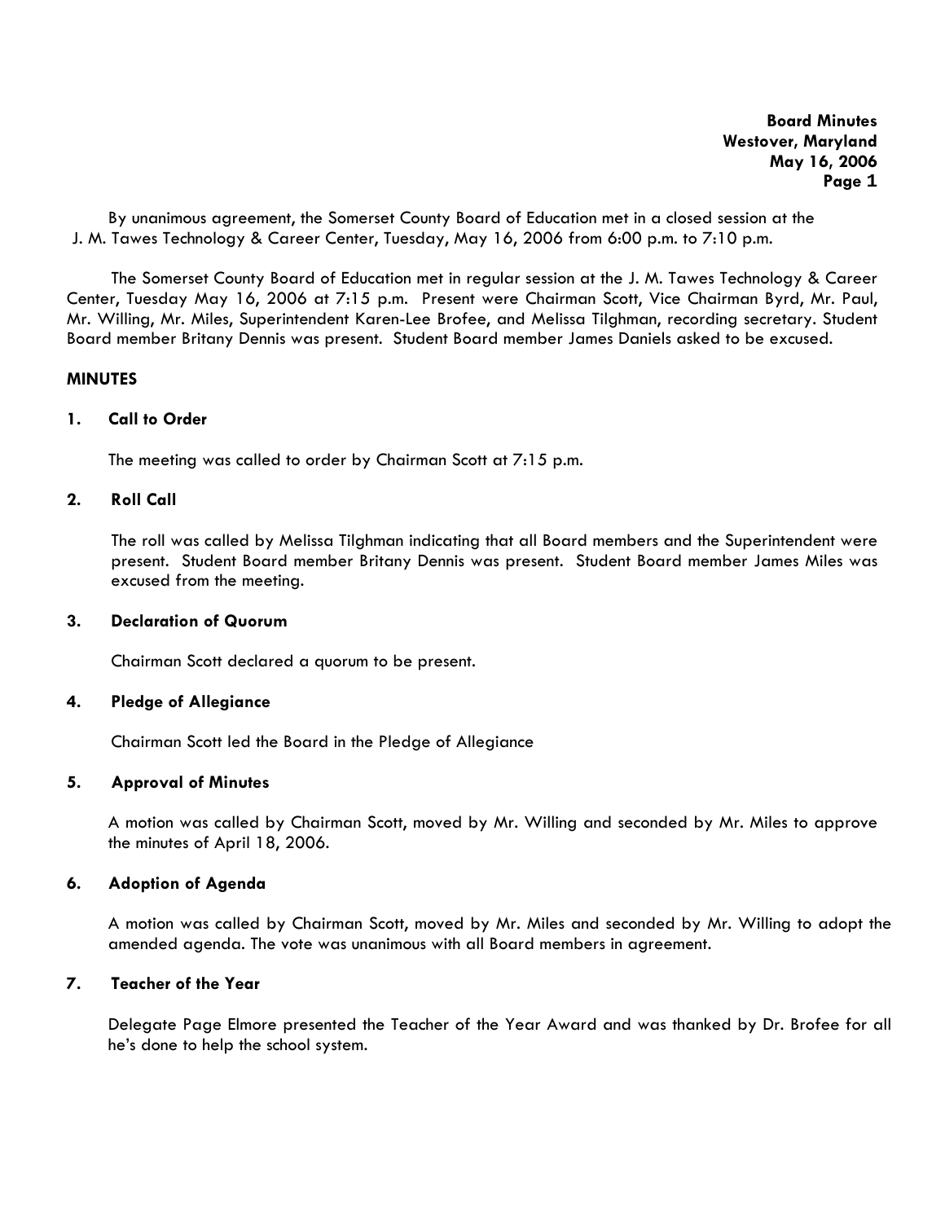**Board Minutes**
**Westover, Maryland**
**May 16, 2006**
**Page 1**

By unanimous agreement, the Somerset County Board of Education met in a closed session at the J. M. Tawes Technology & Career Center, Tuesday, May 16, 2006 from 6:00 p.m. to 7:10 p.m.

The Somerset County Board of Education met in regular session at the J. M. Tawes Technology & Career Center, Tuesday May 16, 2006 at 7:15 p.m. Present were Chairman Scott, Vice Chairman Byrd, Mr. Paul, Mr. Willing, Mr. Miles, Superintendent Karen-Lee Brofee, and Melissa Tilghman, recording secretary. Student Board member Britany Dennis was present. Student Board member James Daniels asked to be excused.

## MINUTES

### 1. Call to Order

The meeting was called to order by Chairman Scott at 7:15 p.m.

### 2. Roll Call

The roll was called by Melissa Tilghman indicating that all Board members and the Superintendent were present. Student Board member Britany Dennis was present. Student Board member James Miles was excused from the meeting.

### 3. Declaration of Quorum

Chairman Scott declared a quorum to be present.

### 4. Pledge of Allegiance

Chairman Scott led the Board in the Pledge of Allegiance

### 5. Approval of Minutes

A motion was called by Chairman Scott, moved by Mr. Willing and seconded by Mr. Miles to approve the minutes of April 18, 2006.

### 6. Adoption of Agenda

A motion was called by Chairman Scott, moved by Mr. Miles and seconded by Mr. Willing to adopt the amended agenda. The vote was unanimous with all Board members in agreement.

### 7. Teacher of the Year

Delegate Page Elmore presented the Teacher of the Year Award and was thanked by Dr. Brofee for all he's done to help the school system.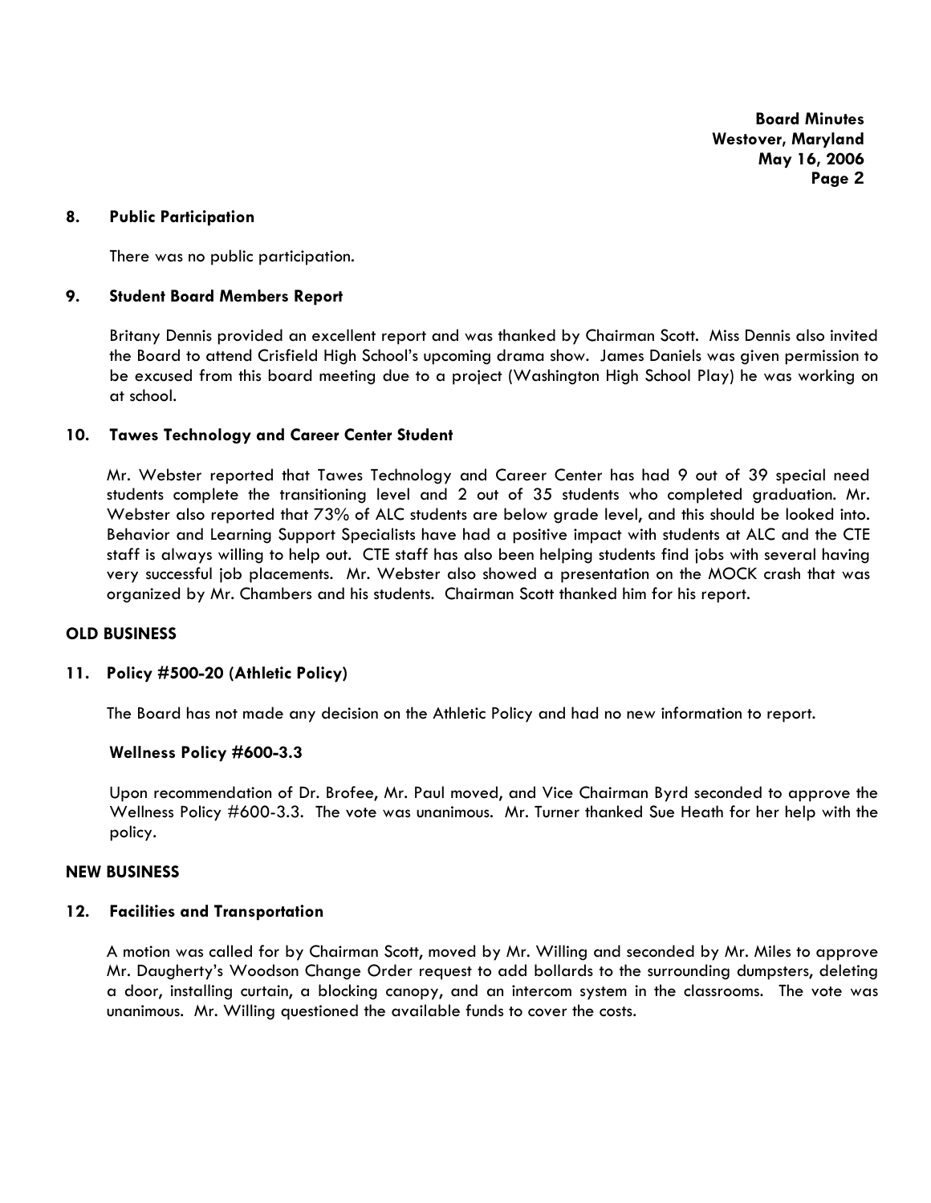## 8. Public Participation

There was no public participation.

## 9. Student Board Members Report

Britany Dennis provided an excellent report and was thanked by Chairman Scott. Miss Dennis also invited the Board to attend Crisfield High School's upcoming drama show. James Daniels was given permission to be excused from this board meeting due to a project (Washington High School Play) he was working on at school.

## 10. Tawes Technology and Career Center Student

Mr. Webster reported that Tawes Technology and Career Center has had 9 out of 39 special need students complete the transitioning level and 2 out of 35 students who completed graduation. Mr. Webster also reported that 73% of ALC students are below grade level, and this should be looked into. Behavior and Learning Support Specialists have had a positive impact with students at ALC and the CTE staff is always willing to help out. CTE staff has also been helping students find jobs with several having very successful job placements. Mr. Webster also showed a presentation on the MOCK crash that was organized by Mr. Chambers and his students. Chairman Scott thanked him for his report.

## OLD BUSINESS

## 11. Policy #500-20 (Athletic Policy)

The Board has not made any decision on the Athletic Policy and had no new information to report.

### Wellness Policy #600-3.3

Upon recommendation of Dr. Brofee, Mr. Paul moved, and Vice Chairman Byrd seconded to approve the Wellness Policy #600-3.3. The vote was unanimous. Mr. Turner thanked Sue Heath for her help with the policy.

## NEW BUSINESS

## 12. Facilities and Transportation

A motion was called for by Chairman Scott, moved by Mr. Willing and seconded by Mr. Miles to approve Mr. Daugherty's Woodson Change Order request to add bollards to the surrounding dumpsters, deleting a door, installing curtain, a blocking canopy, and an intercom system in the classrooms. The vote was unanimous. Mr. Willing questioned the available funds to cover the costs.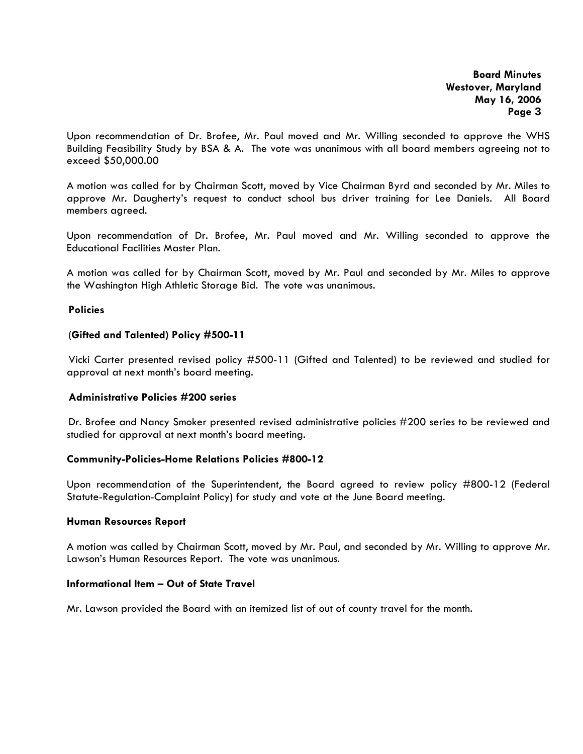Upon recommendation of Dr. Brofee, Mr. Paul moved and Mr. Willing seconded to approve the WHS Building Feasibility Study by BSA & A. The vote was unanimous with all board members agreeing not to exceed $50,000.00

A motion was called for by Chairman Scott, moved by Vice Chairman Byrd and seconded by Mr. Miles to approve Mr. Daugherty's request to conduct school bus driver training for Lee Daniels. All Board members agreed.

Upon recommendation of Dr. Brofee, Mr. Paul moved and Mr. Willing seconded to approve the Educational Facilities Master Plan.

A motion was called for by Chairman Scott, moved by Mr. Paul and seconded by Mr. Miles to approve the Washington High Athletic Storage Bid. The vote was unanimous.

**Policies**

**(Gifted and Talented) Policy #500-11**

Vicki Carter presented revised policy #500-11 (Gifted and Talented) to be reviewed and studied for approval at next month's board meeting.

**Administrative Policies #200 series**

Dr. Brofee and Nancy Smoker presented revised administrative policies #200 series to be reviewed and studied for approval at next month's board meeting.

**Community-Policies-Home Relations Policies #800-12**

Upon recommendation of the Superintendent, the Board agreed to review policy #800-12 (Federal Statute-Regulation-Complaint Policy) for study and vote at the June Board meeting.

**Human Resources Report**

A motion was called by Chairman Scott, moved by Mr. Paul, and seconded by Mr. Willing to approve Mr. Lawson's Human Resources Report. The vote was unanimous.

**Informational Item – Out of State Travel**

Mr. Lawson provided the Board with an itemized list of out of county travel for the month.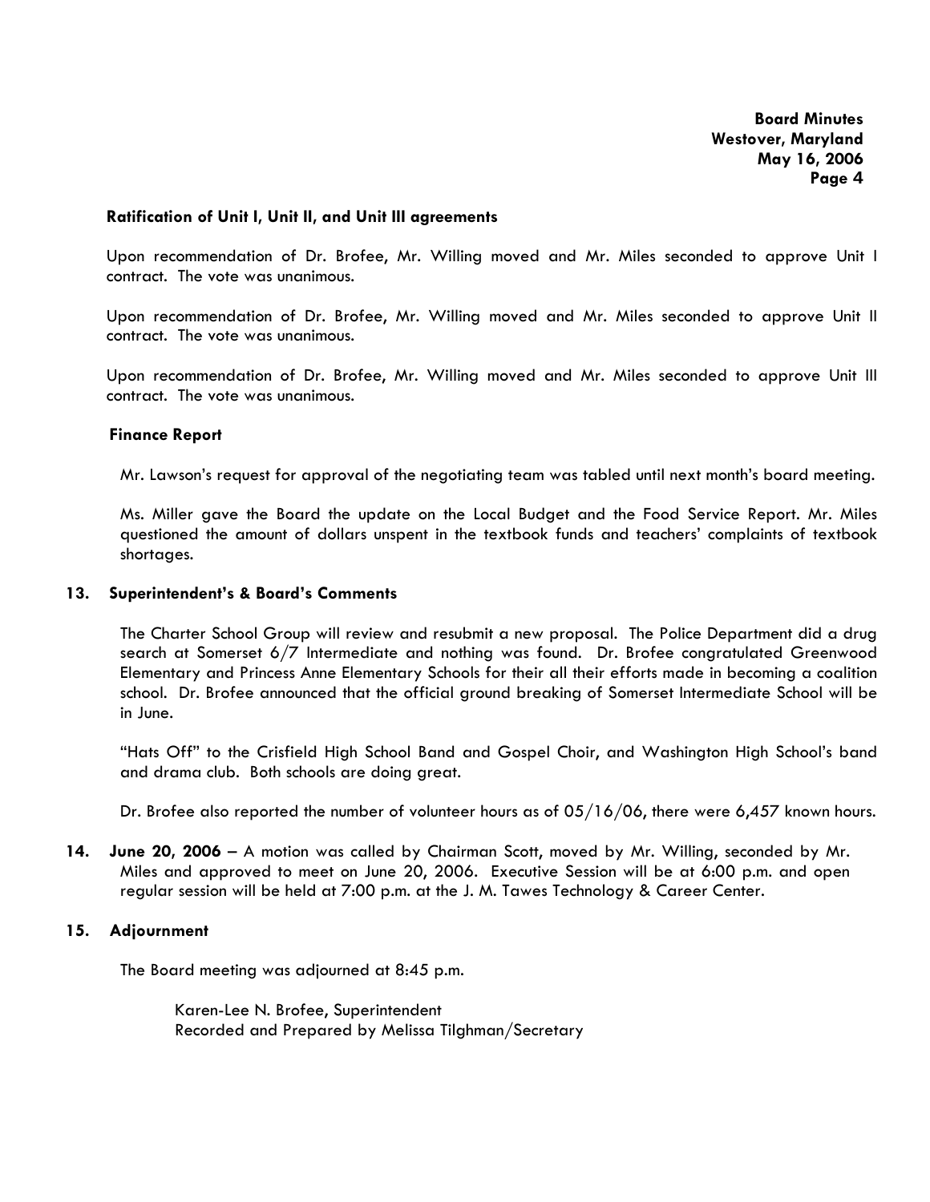**Board Minutes**
**Westover, Maryland**
**May 16, 2006**
**Page 4**

**Ratification of Unit I, Unit II, and Unit III agreements**

Upon recommendation of Dr. Brofee, Mr. Willing moved and Mr. Miles seconded to approve Unit I contract. The vote was unanimous.

Upon recommendation of Dr. Brofee, Mr. Willing moved and Mr. Miles seconded to approve Unit II contract. The vote was unanimous.

Upon recommendation of Dr. Brofee, Mr. Willing moved and Mr. Miles seconded to approve Unit III contract. The vote was unanimous.

**Finance Report**

Mr. Lawson's request for approval of the negotiating team was tabled until next month's board meeting.

Ms. Miller gave the Board the update on the Local Budget and the Food Service Report. Mr. Miles questioned the amount of dollars unspent in the textbook funds and teachers' complaints of textbook shortages.

**13. Superintendent's & Board's Comments**

The Charter School Group will review and resubmit a new proposal. The Police Department did a drug search at Somerset 6/7 Intermediate and nothing was found. Dr. Brofee congratulated Greenwood Elementary and Princess Anne Elementary Schools for their all their efforts made in becoming a coalition school. Dr. Brofee announced that the official ground breaking of Somerset Intermediate School will be in June.

"Hats Off" to the Crisfield High School Band and Gospel Choir, and Washington High School's band and drama club. Both schools are doing great.

Dr. Brofee also reported the number of volunteer hours as of 05/16/06, there were 6,457 known hours.

**14. June 20, 2006** – A motion was called by Chairman Scott, moved by Mr. Willing, seconded by Mr. Miles and approved to meet on June 20, 2006. Executive Session will be at 6:00 p.m. and open regular session will be held at 7:00 p.m. at the J. M. Tawes Technology & Career Center.

**15. Adjournment**

The Board meeting was adjourned at 8:45 p.m.

Karen-Lee N. Brofee, Superintendent
Recorded and Prepared by Melissa Tilghman/Secretary